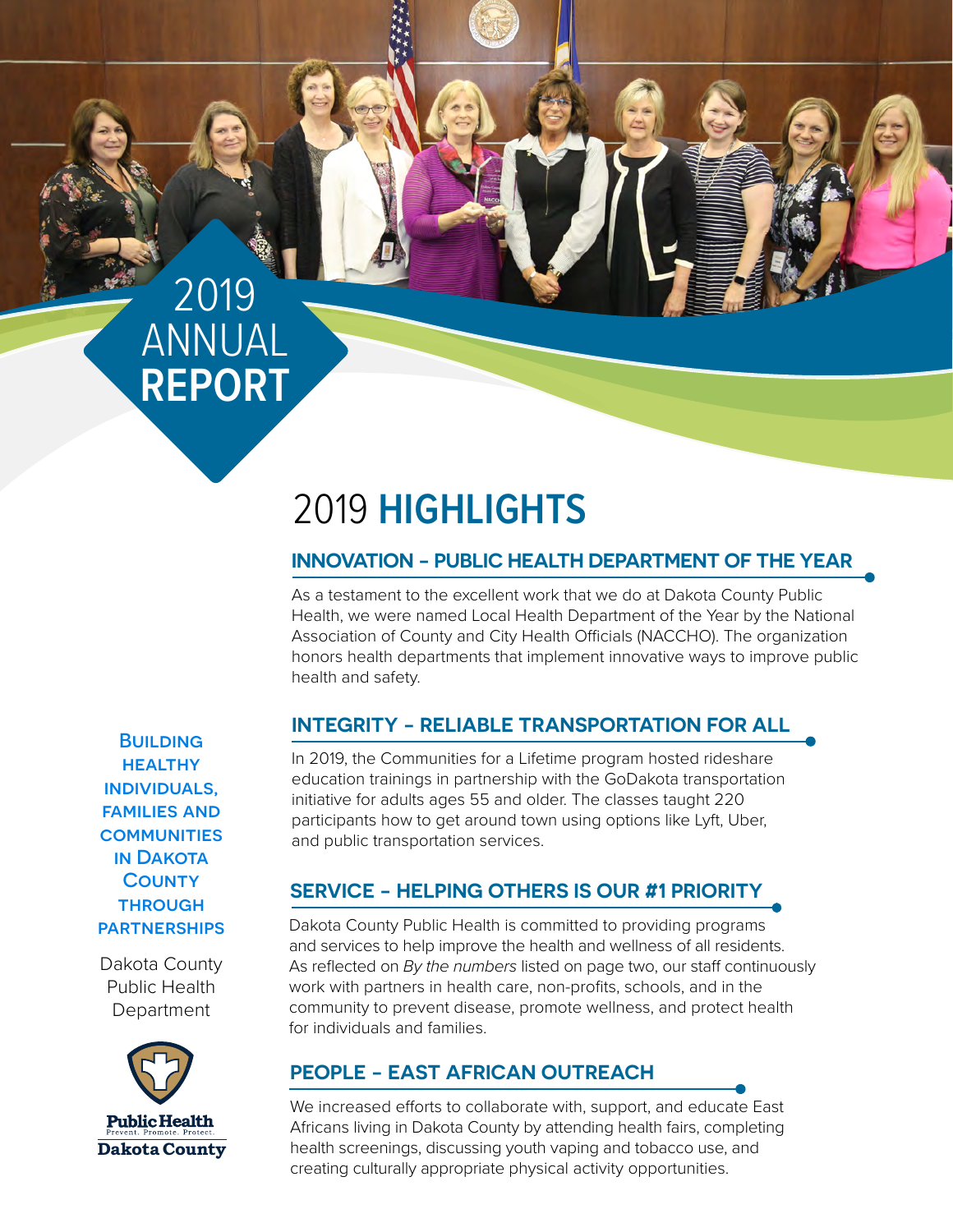# 2019 ANNUAL **REPORT**

**Building healthy individuals, families and communities in Dakota County through partnerships**

Dakota County Public Health Department

Public Health
Prevent. Promote. Protect.
Dakota County

## 2019 **HIGHLIGHTS**

### INNOVATION – PUBLIC HEALTH DEPARTMENT OF THE YEAR

As a testament to the excellent work that we do at Dakota County Public Health, we were named Local Health Department of the Year by the National Association of County and City Health Officials (NACCHO). The organization honors health departments that implement innovative ways to improve public health and safety.

### INTEGRITY – RELIABLE TRANSPORTATION FOR ALL

In 2019, the Communities for a Lifetime program hosted rideshare education trainings in partnership with the GoDakota transportation initiative for adults ages 55 and older. The classes taught 220 participants how to get around town using options like Lyft, Uber, and public transportation services.

### SERVICE – HELPING OTHERS IS OUR #1 PRIORITY

Dakota County Public Health is committed to providing programs and services to help improve the health and wellness of all residents. As reflected on *By the numbers* listed on page two, our staff continuously work with partners in health care, non-profits, schools, and in the community to prevent disease, promote wellness, and protect health for individuals and families.

### PEOPLE – EAST AFRICAN OUTREACH

We increased efforts to collaborate with, support, and educate East Africans living in Dakota County by attending health fairs, completing health screenings, discussing youth vaping and tobacco use, and creating culturally appropriate physical activity opportunities.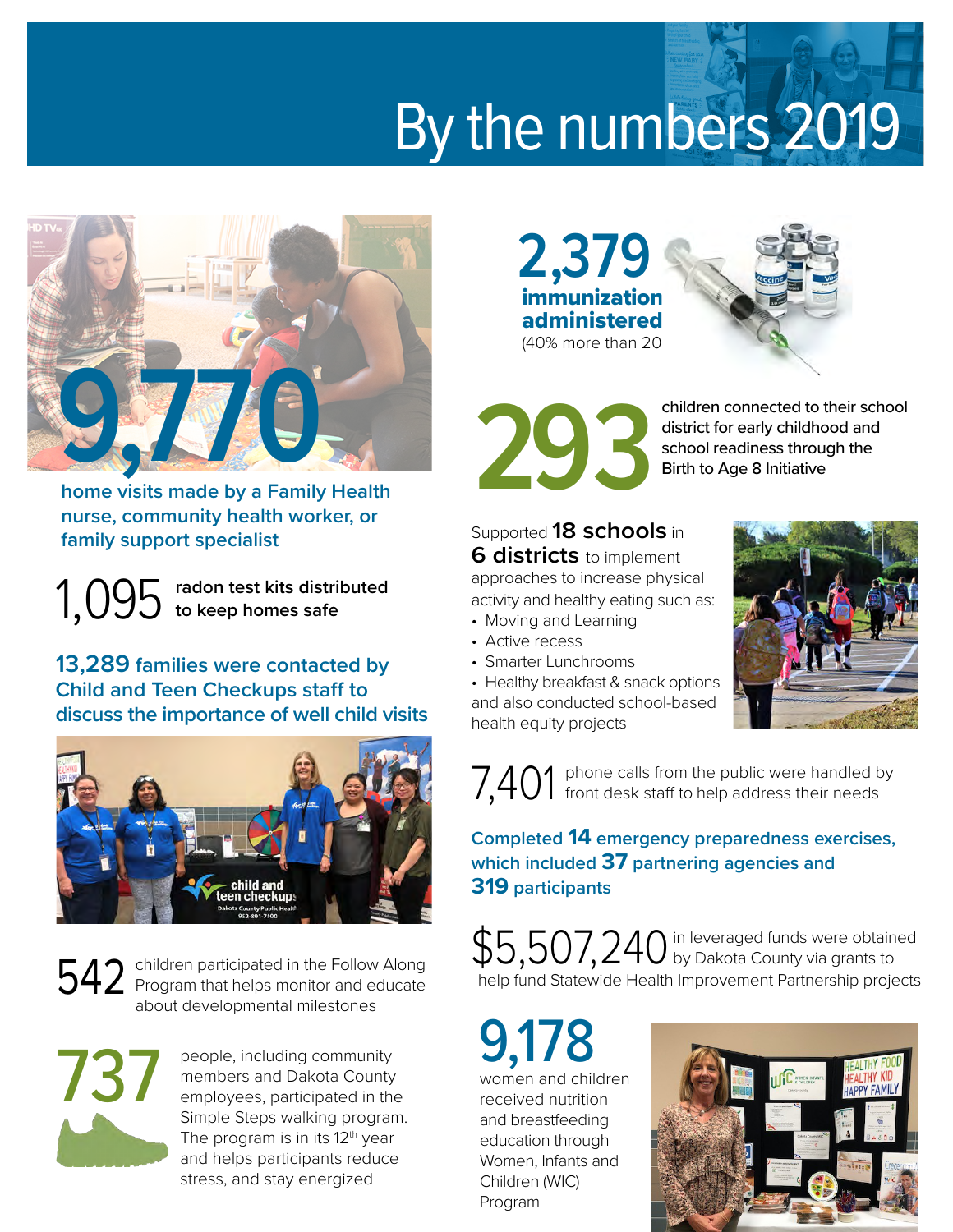# By the numbers 2019

**9,770**

home visits made by a Family Health nurse, community health worker, or family support specialist

**1,095** radon test kits distributed to keep homes safe

**13,289** families were contacted by Child and Teen Checkups staff to discuss the importance of well child visits

**542** children participated in the Follow Along Program that helps monitor and educate about developmental milestones

**737** people, including community members and Dakota County employees, participated in the Simple Steps walking program. The program is in its 12th year and helps participants reduce stress, and stay energized

**2,379**
**immunization administered**
(40% more than 20

**293** children connected to their school district for early childhood and school readiness through the Birth to Age 8 Initiative

Supported **18 schools** in **6 districts** to implement approaches to increase physical activity and healthy eating such as:

- Moving and Learning
- Active recess
- Smarter Lunchrooms
- Healthy breakfast & snack options

and also conducted school-based health equity projects

**7,401** phone calls from the public were handled by front desk staff to help address their needs

Completed **14** emergency preparedness exercises, which included **37** partnering agencies and **319** participants

**$5,507,240** in leveraged funds were obtained by Dakota County via grants to help fund Statewide Health Improvement Partnership projects

**9,178**

women and children received nutrition and breastfeeding education through Women, Infants and Children (WIC) Program